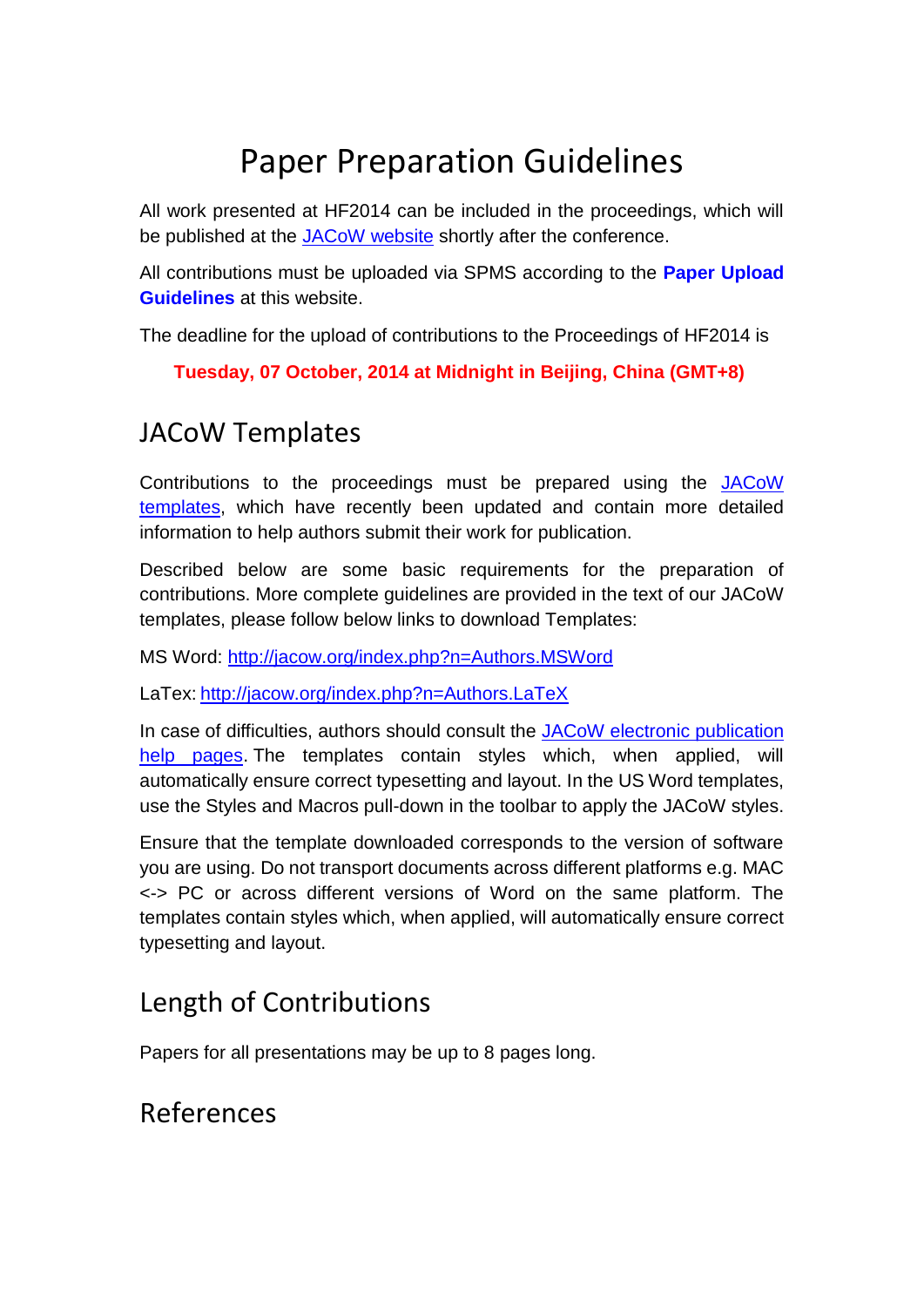# Paper Preparation Guidelines

All work presented at HF2014 can be included in the proceedings, which will be published at the JACoW website shortly after the conference.

All contributions must be uploaded via SPMS according to the **Paper Upload Guidelines** at this website.

The deadline for the upload of contributions to the Proceedings of HF2014 is

**Tuesday, 07 October, 2014 at Midnight in Beijing, China (GMT+8)**

## JACoW Templates

Contributions to the proceedings must be prepared using the JACoW templates, which have recently been updated and contain more detailed information to help authors submit their work for publication.

Described below are some basic requirements for the preparation of contributions. More complete guidelines are provided in the text of our JACoW templates, please follow below links to download Templates:

MS Word: http://jacow.org/index.php?n=Authors.MSWord

LaTex: http://jacow.org/index.php?n=Authors.LaTeX

In case of difficulties, authors should consult the JACoW electronic publication help pages. The templates contain styles which, when applied, will automatically ensure correct typesetting and layout. In the US Word templates, use the Styles and Macros pull-down in the toolbar to apply the JACoW styles.

Ensure that the template downloaded corresponds to the version of software you are using. Do not transport documents across different platforms e.g. MAC <-> PC or across different versions of Word on the same platform. The templates contain styles which, when applied, will automatically ensure correct typesetting and layout.

## Length of Contributions

Papers for all presentations may be up to 8 pages long.

## References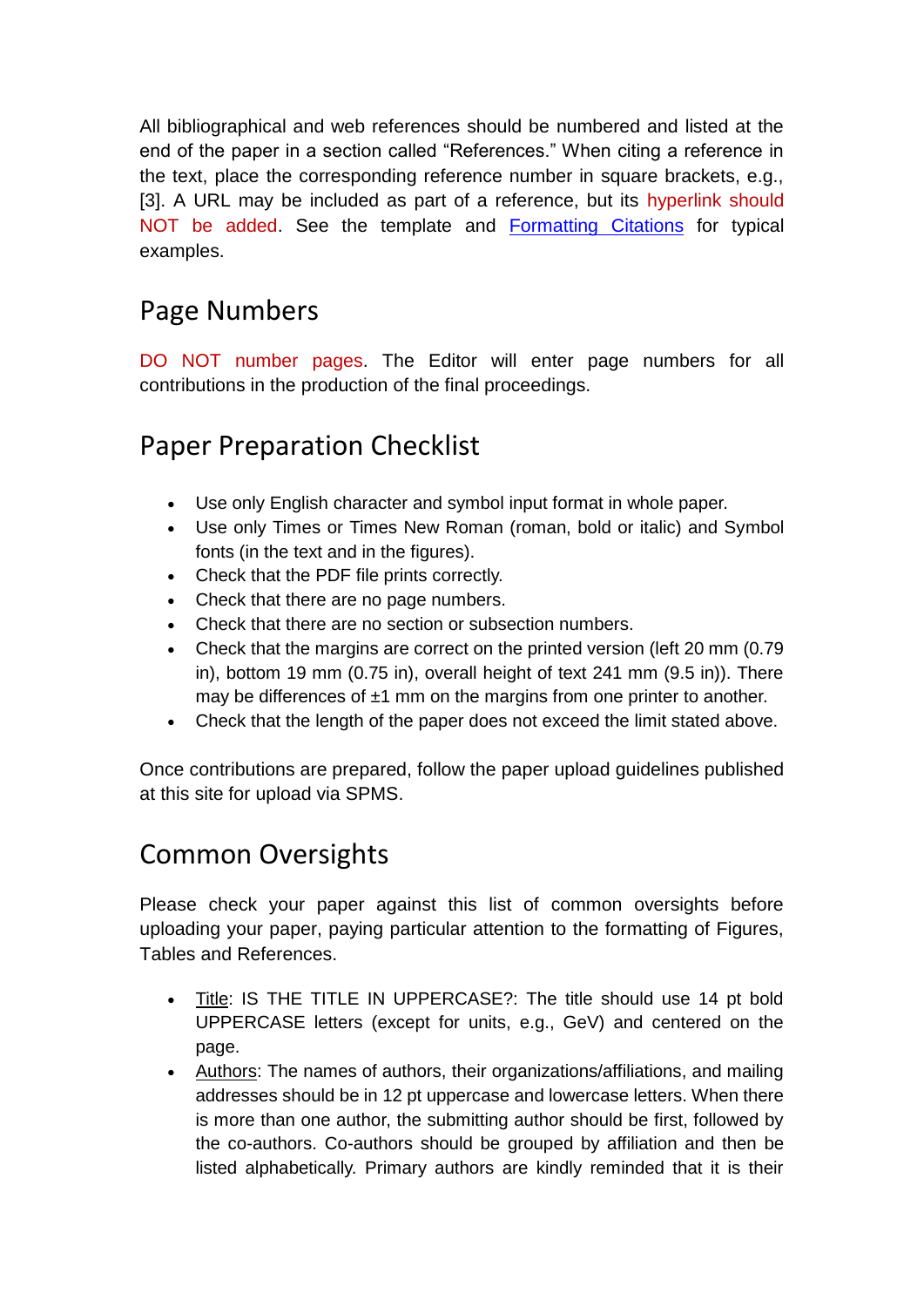All bibliographical and web references should be numbered and listed at the end of the paper in a section called "References." When citing a reference in the text, place the corresponding reference number in square brackets, e.g., [3]. A URL may be included as part of a reference, but its hyperlink should NOT be added. See the template and Formatting Citations for typical examples.

## Page Numbers

DO NOT number pages. The Editor will enter page numbers for all contributions in the production of the final proceedings.

## Paper Preparation Checklist

- Use only English character and symbol input format in whole paper.
- Use only Times or Times New Roman (roman, bold or italic) and Symbol fonts (in the text and in the figures).
- Check that the PDF file prints correctly.
- Check that there are no page numbers.
- Check that there are no section or subsection numbers.
- Check that the margins are correct on the printed version (left 20 mm (0.79 in), bottom 19 mm (0.75 in), overall height of text 241 mm (9.5 in)). There may be differences of ±1 mm on the margins from one printer to another.
- Check that the length of the paper does not exceed the limit stated above.

Once contributions are prepared, follow the paper upload guidelines published at this site for upload via SPMS.

## Common Oversights

Please check your paper against this list of common oversights before uploading your paper, paying particular attention to the formatting of Figures, Tables and References.

- Title: IS THE TITLE IN UPPERCASE?: The title should use 14 pt bold UPPERCASE letters (except for units, e.g., GeV) and centered on the page.
- Authors: The names of authors, their organizations/affiliations, and mailing addresses should be in 12 pt uppercase and lowercase letters. When there is more than one author, the submitting author should be first, followed by the co-authors. Co-authors should be grouped by affiliation and then be listed alphabetically. Primary authors are kindly reminded that it is their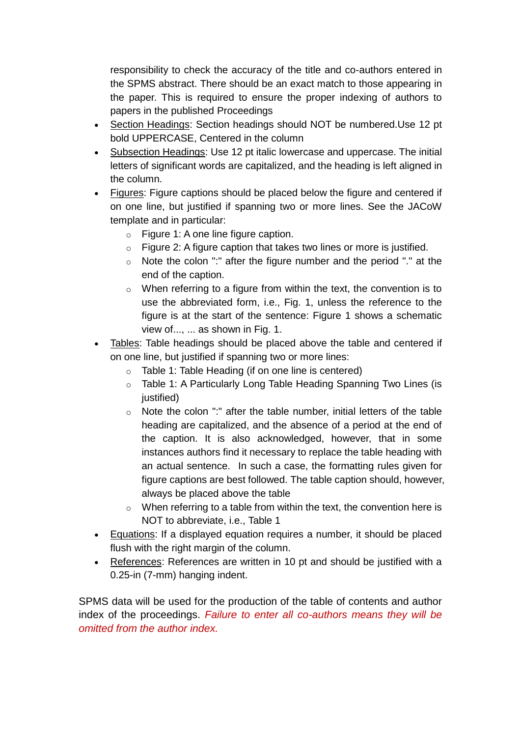responsibility to check the accuracy of the title and co-authors entered in the SPMS abstract. There should be an exact match to those appearing in the paper. This is required to ensure the proper indexing of authors to papers in the published Proceedings

- <u>Section Headings</u>: Section headings should NOT be numbered.Use 12 pt bold UPPERCASE, Centered in the column
- <u>Subsection Headings</u>: Use 12 pt italic lowercase and uppercase. The initial letters of significant words are capitalized, and the heading is left aligned in the column.
- <u>Figures</u>: Figure captions should be placed below the figure and centered if on one line, but justified if spanning two or more lines. See the JACoW template and in particular:
    - Figure 1: A one line figure caption.
    - Figure 2: A figure caption that takes two lines or more is justified.
    - Note the colon ":" after the figure number and the period "." at the end of the caption.
    - When referring to a figure from within the text, the convention is to use the abbreviated form, i.e., Fig. 1, unless the reference to the figure is at the start of the sentence: Figure 1 shows a schematic view of..., ... as shown in Fig. 1.
- <u>Tables</u>: Table headings should be placed above the table and centered if on one line, but justified if spanning two or more lines:
    - Table 1: Table Heading (if on one line is centered)
    - Table 1: A Particularly Long Table Heading Spanning Two Lines (is justified)
    - Note the colon ":" after the table number, initial letters of the table heading are capitalized, and the absence of a period at the end of the caption. It is also acknowledged, however, that in some instances authors find it necessary to replace the table heading with an actual sentence. In such a case, the formatting rules given for figure captions are best followed. The table caption should, however, always be placed above the table
    - When referring to a table from within the text, the convention here is NOT to abbreviate, i.e., Table 1
- <u>Equations</u>: If a displayed equation requires a number, it should be placed flush with the right margin of the column.
- <u>References</u>: References are written in 10 pt and should be justified with a 0.25-in (7-mm) hanging indent.

SPMS data will be used for the production of the table of contents and author index of the proceedings. *Failure to enter all co-authors means they will be omitted from the author index.*